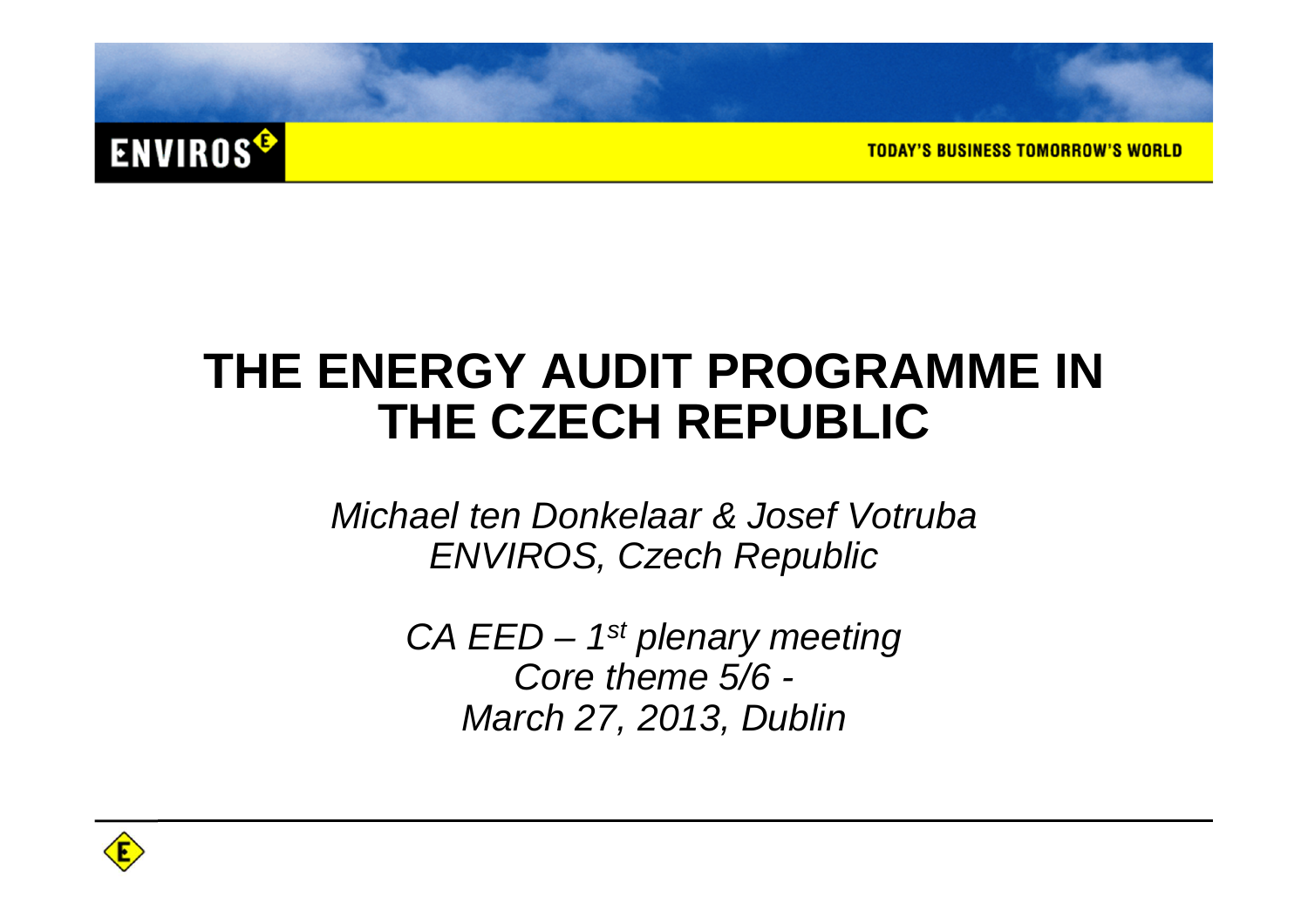ENVIROS

TODAY'S BUSINESS TOMORROW'S WORLD

# THE ENERGY AUDIT PROGRAMME IN THE CZECH REPUBLIC

*Michael ten Donkelaar & Josef Votruba*
*ENVIROS, Czech Republic*

*CA EED – 1st plenary meeting*
*Core theme 5/6 -*
*March 27, 2013, Dublin*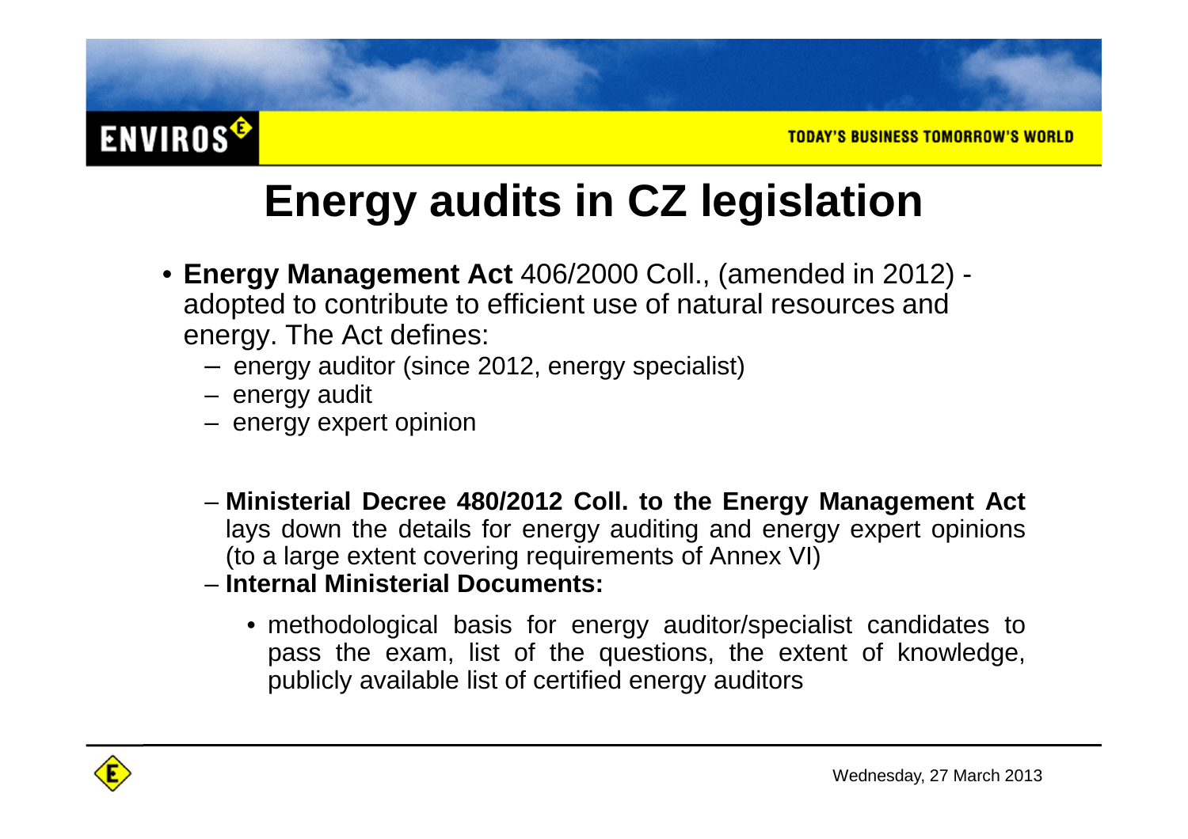# Energy audits in CZ legislation

- **Energy Management Act** 406/2000 Coll., (amended in 2012) - adopted to contribute to efficient use of natural resources and energy. The Act defines:
  - energy auditor (since 2012, energy specialist)
  - energy audit
  - energy expert opinion

  - **Ministerial Decree 480/2012 Coll. to the Energy Management Act** lays down the details for energy auditing and energy expert opinions (to a large extent covering requirements of Annex VI)
  - **Internal Ministerial Documents:**
    - methodological basis for energy auditor/specialist candidates to pass the exam, list of the questions, the extent of knowledge, publicly available list of certified energy auditors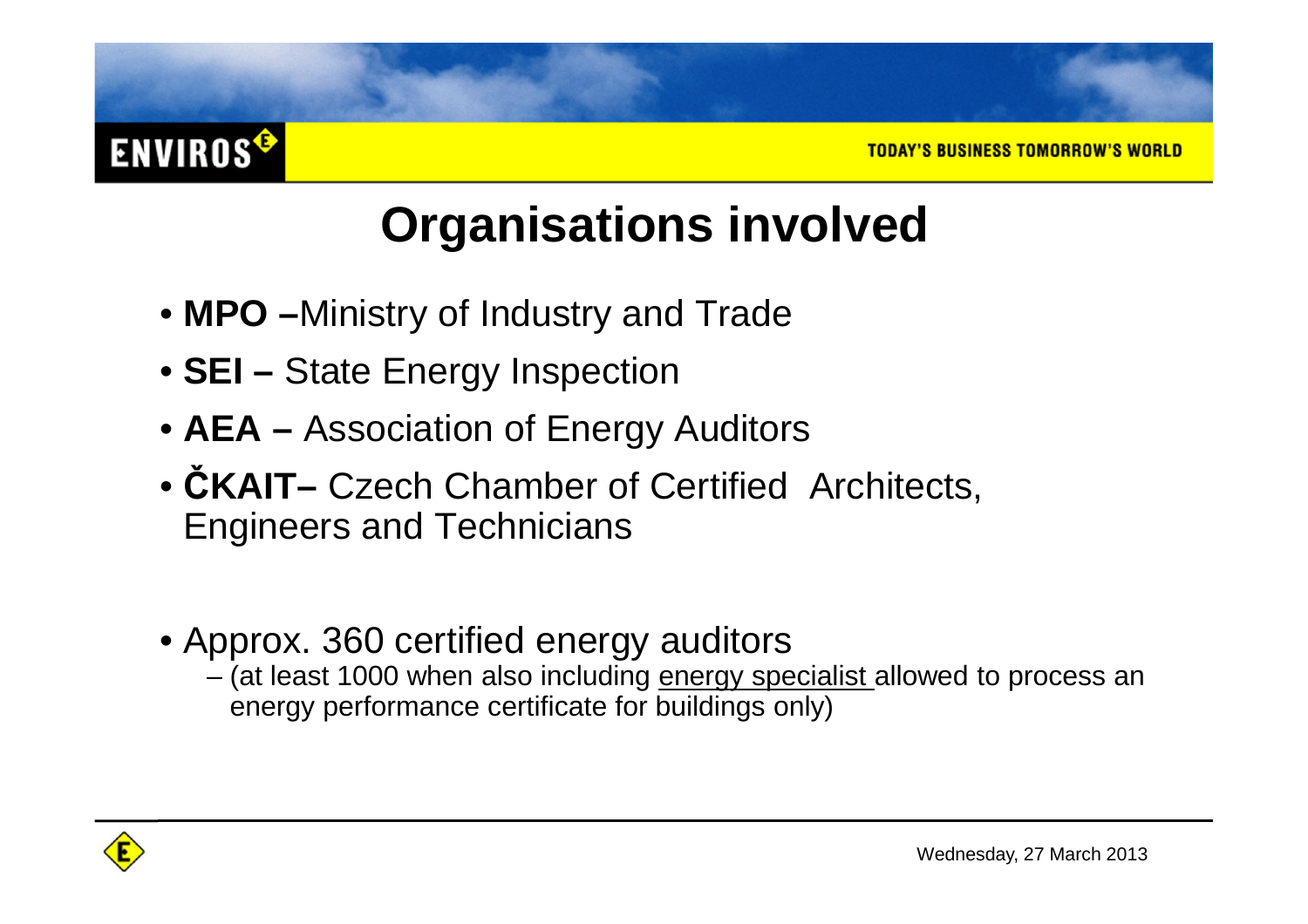# Organisations involved

- **MPO –**Ministry of Industry and Trade
- **SEI –** State Energy Inspection
- **AEA –** Association of Energy Auditors
- **ČKAIT–** Czech Chamber of Certified Architects, Engineers and Technicians

- Approx. 360 certified energy auditors
  - (at least 1000 when also including energy specialist allowed to process an energy performance certificate for buildings only)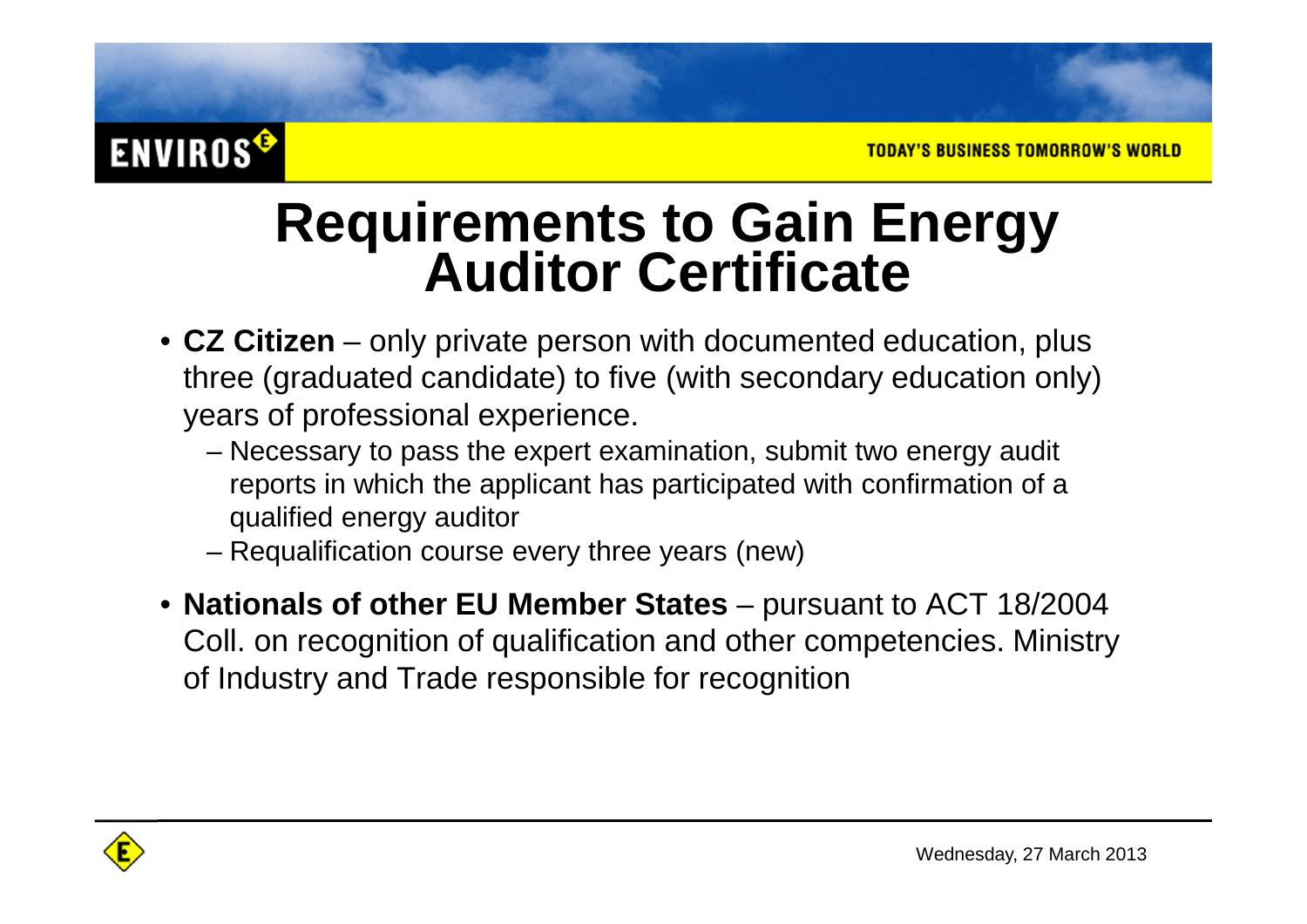# Requirements to Gain Energy Auditor Certificate

- **CZ Citizen** – only private person with documented education, plus three (graduated candidate) to five (with secondary education only) years of professional experience.
  - Necessary to pass the expert examination, submit two energy audit reports in which the applicant has participated with confirmation of a qualified energy auditor
  - Requalification course every three years (new)
- **Nationals of other EU Member States** – pursuant to ACT 18/2004 Coll. on recognition of qualification and other competencies. Ministry of Industry and Trade responsible for recognition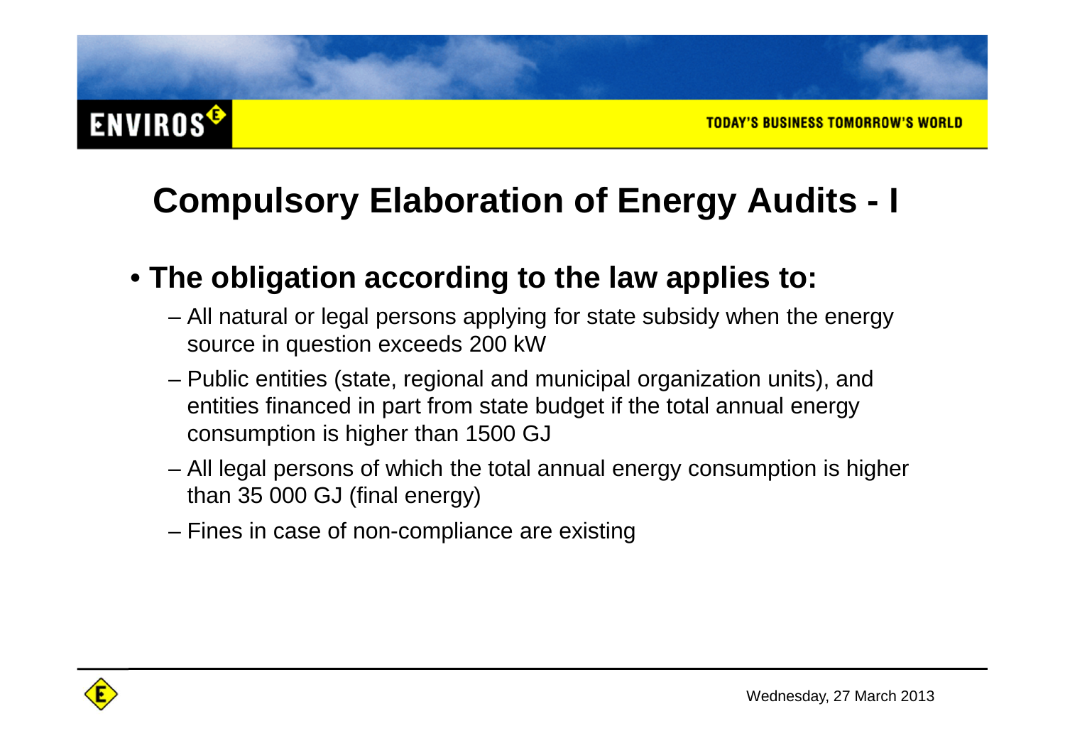# Compulsory Elaboration of Energy Audits - I

- **The obligation according to the law applies to:**
  - All natural or legal persons applying for state subsidy when the energy source in question exceeds 200 kW
  - Public entities (state, regional and municipal organization units), and entities financed in part from state budget if the total annual energy consumption is higher than 1500 GJ
  - All legal persons of which the total annual energy consumption is higher than 35 000 GJ (final energy)
  - Fines in case of non-compliance are existing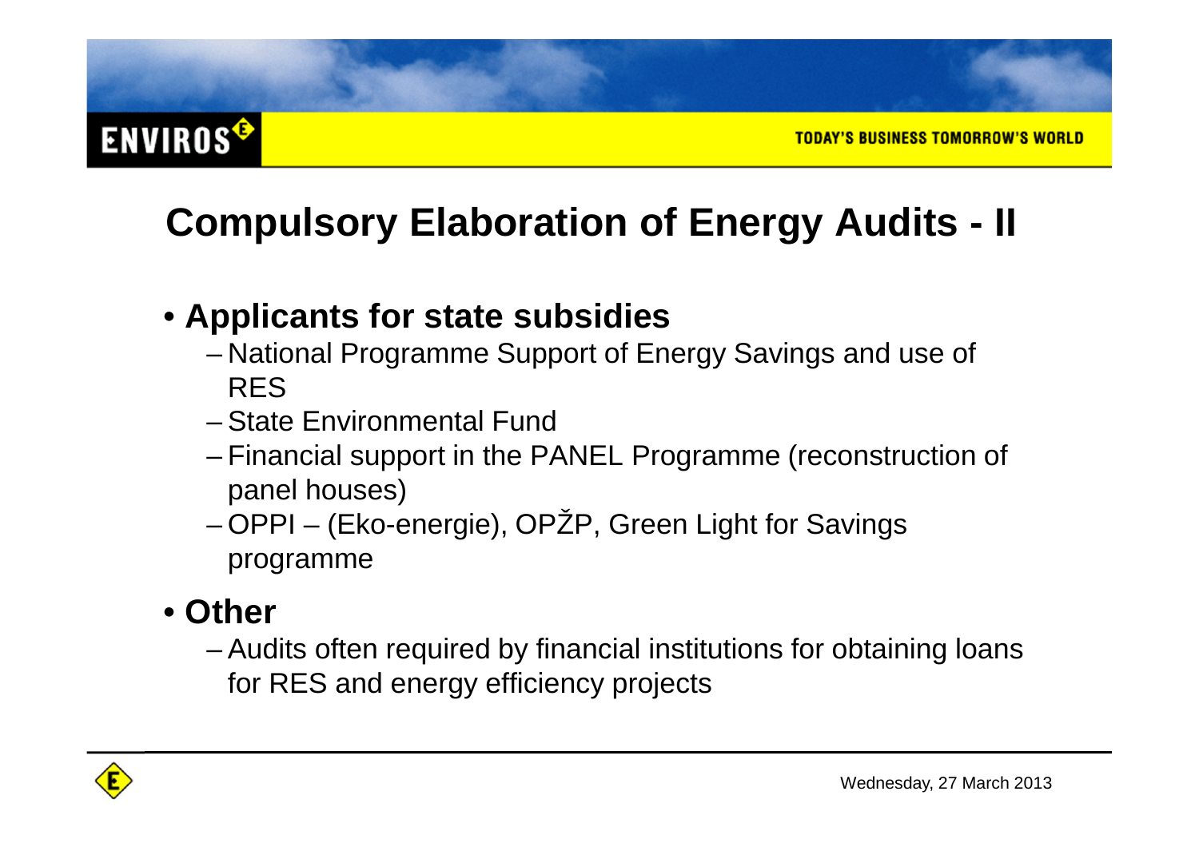# Compulsory Elaboration of Energy Audits - II

- **Applicants for state subsidies**
  - National Programme Support of Energy Savings and use of RES
  - State Environmental Fund
  - Financial support in the PANEL Programme (reconstruction of panel houses)
  - OPPI – (Eko-energie), OPŽP, Green Light for Savings programme
- **Other**
  - Audits often required by financial institutions for obtaining loans for RES and energy efficiency projects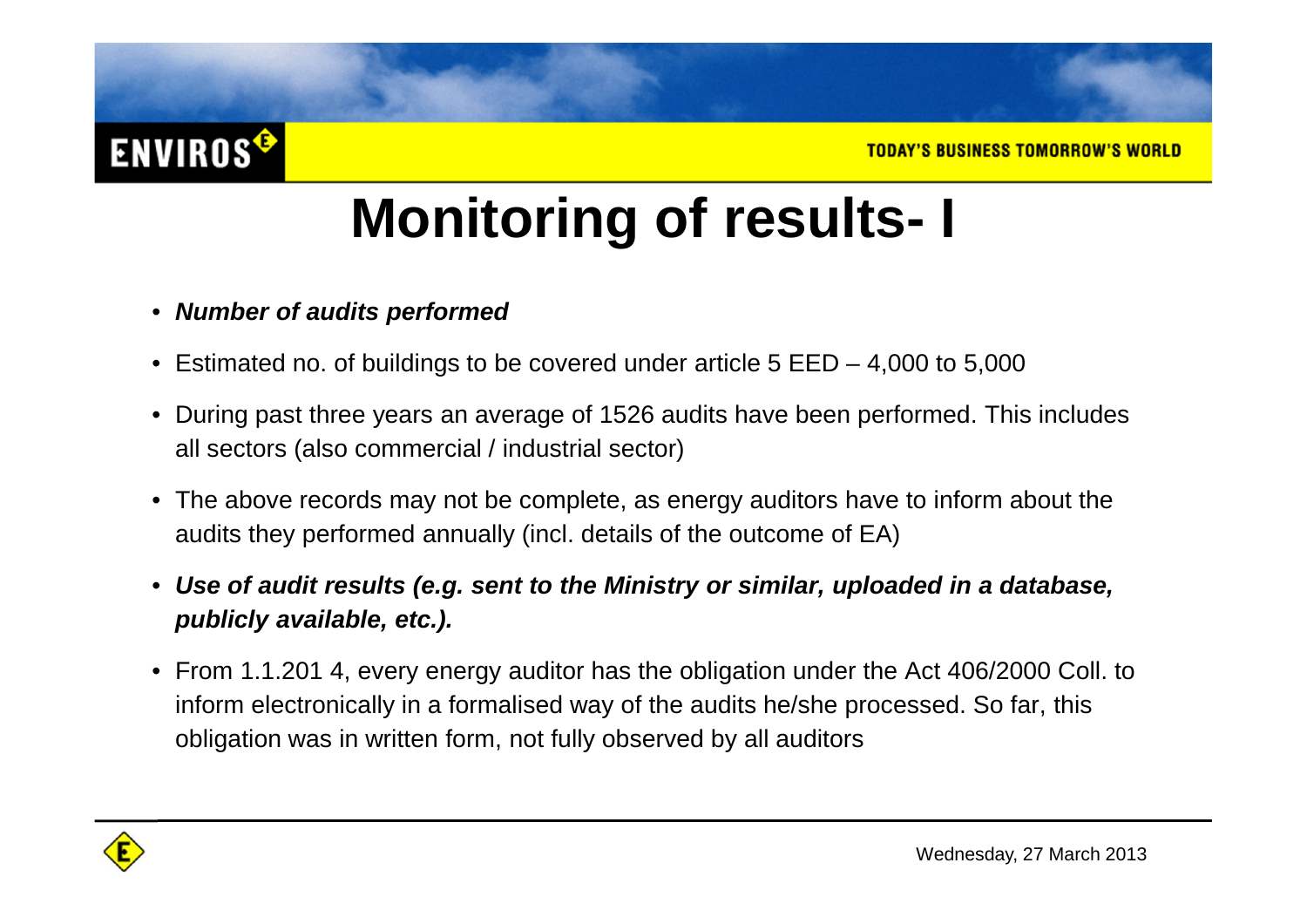# Monitoring of results- I

- ***Number of audits performed***
- Estimated no. of buildings to be covered under article 5 EED – 4,000 to 5,000
- During past three years an average of 1526 audits have been performed. This includes all sectors (also commercial / industrial sector)
- The above records may not be complete, as energy auditors have to inform about the audits they performed annually (incl. details of the outcome of EA)
- ***Use of audit results (e.g. sent to the Ministry or similar, uploaded in a database, publicly available, etc.).***
- From 1.1.201 4, every energy auditor has the obligation under the Act 406/2000 Coll. to inform electronically in a formalised way of the audits he/she processed. So far, this obligation was in written form, not fully observed by all auditors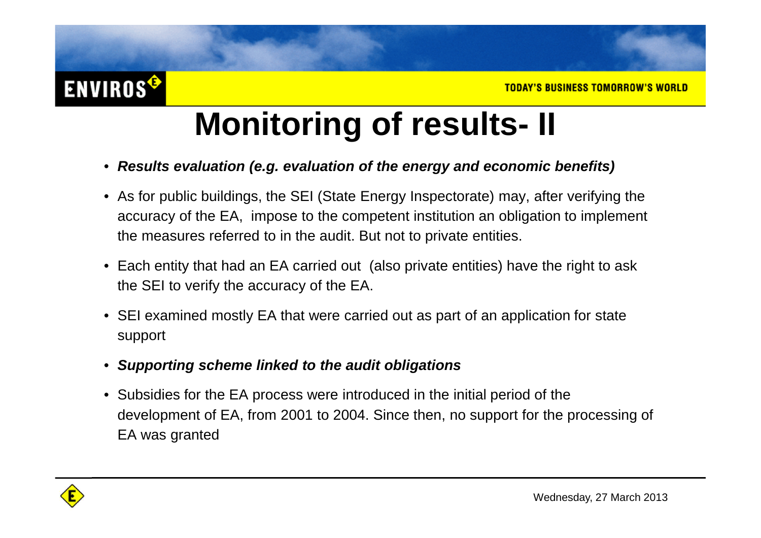# Monitoring of results- II

- ***Results evaluation (e.g. evaluation of the energy and economic benefits)***
- As for public buildings, the SEI (State Energy Inspectorate) may, after verifying the accuracy of the EA, impose to the competent institution an obligation to implement the measures referred to in the audit. But not to private entities.
- Each entity that had an EA carried out (also private entities) have the right to ask the SEI to verify the accuracy of the EA.
- SEI examined mostly EA that were carried out as part of an application for state support
- ***Supporting scheme linked to the audit obligations***
- Subsidies for the EA process were introduced in the initial period of the development of EA, from 2001 to 2004. Since then, no support for the processing of EA was granted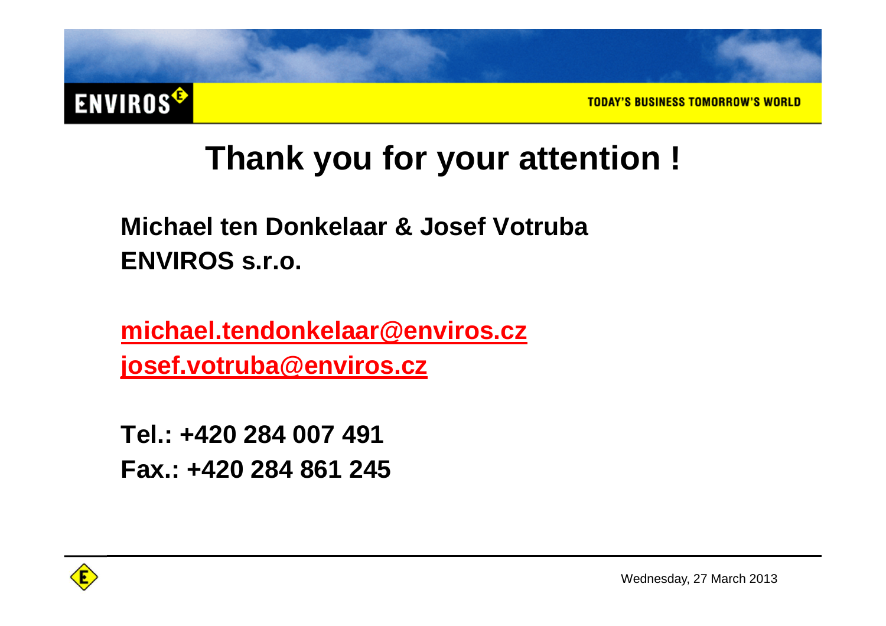# Thank you for your attention !

**Michael ten Donkelaar & Josef Votruba**
**ENVIROS s.r.o.**

**michael.tendonkelaar@enviros.cz**
**josef.votruba@enviros.cz**

**Tel.: +420 284 007 491**
**Fax.: +420 284 861 245**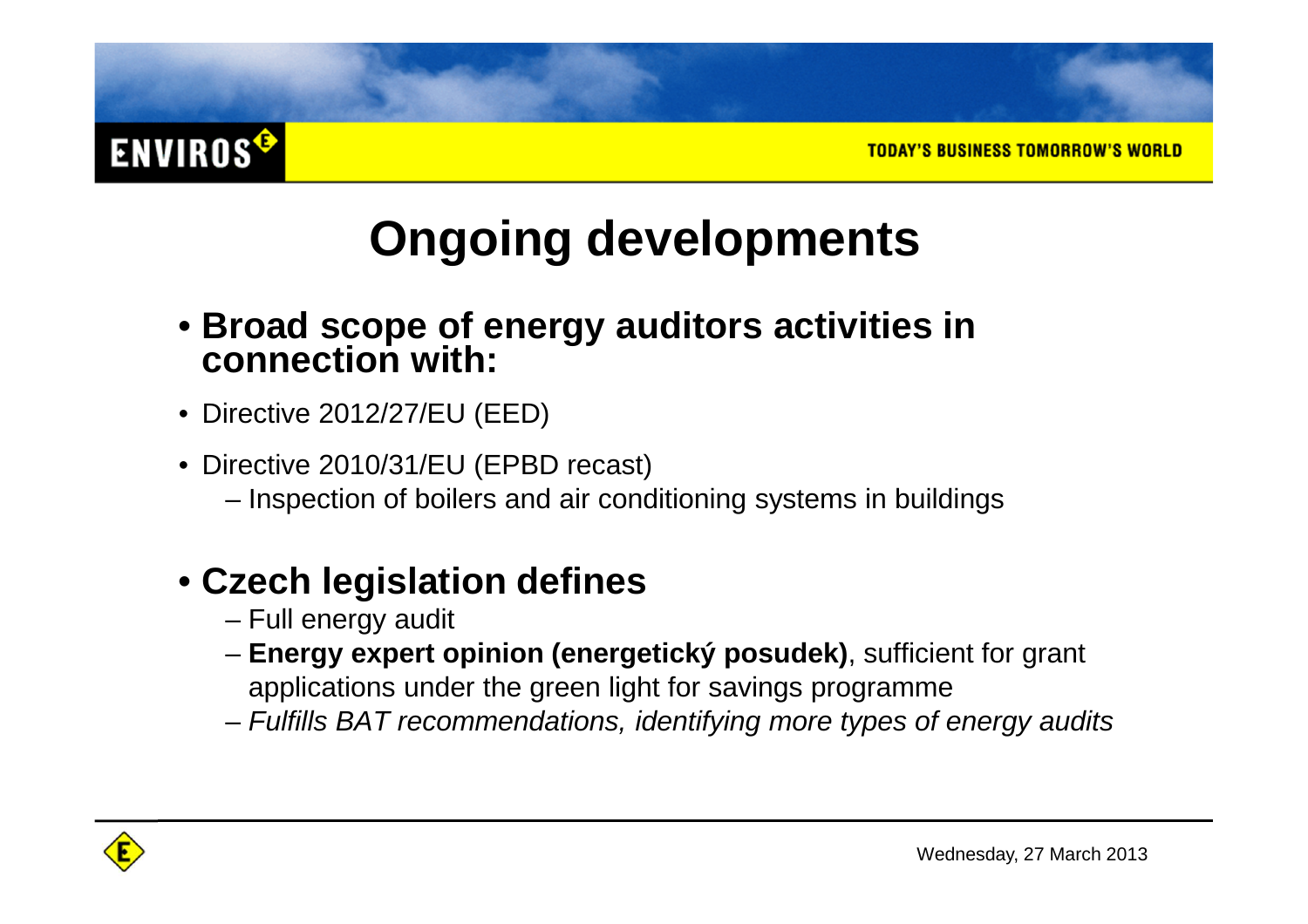# Ongoing developments

- **Broad scope of energy auditors activities in connection with:**
- Directive 2012/27/EU (EED)
- Directive 2010/31/EU (EPBD recast)
  - Inspection of boilers and air conditioning systems in buildings
- **Czech legislation defines**
  - Full energy audit
  - **Energy expert opinion (energetický posudek)**, sufficient for grant applications under the green light for savings programme
  - *Fulfills BAT recommendations, identifying more types of energy audits*